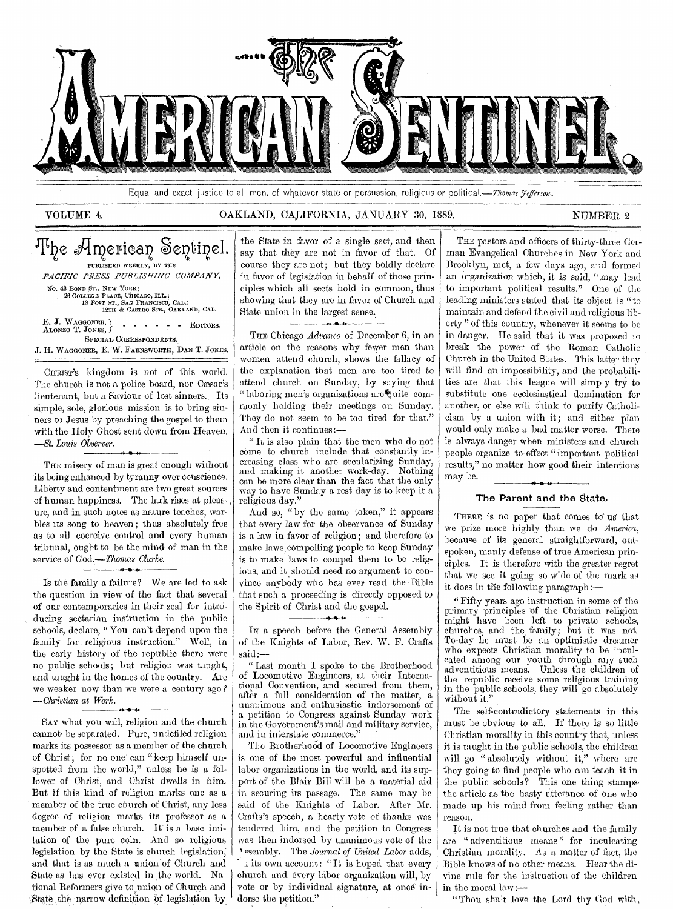# The American Sentinel.

Equal and exact justice to all men, of whatever state or persuasion, religious or political.—*Thomas Jefferson.*

VOLUME 4. OAKLAND, CALIFORNIA, JANUARY 30, 1889. NUMBER 2

## The American Sentinel.

PUBLISHED WEEKLY, BY THE

*PACIFIC PRESS PUBLISHING COMPANY,*

No. 43 BOND ST., NEW YORK;
26 COLLEGE PLACE, CHICAGO, ILL.;
18 POST ST., SAN FRANCISCO, CAL.;
12TH & CASTRO STS., OAKLAND, CAL.

E. J. WAGGONER, ALONZO T. JONES, — EDITORS.

SPECIAL CORRESPONDENTS.

J. H. WAGGONER, E. W. FARNSWORTH, DAN T. JONES.

CHRIST'S kingdom is not of this world. The church is not a police board, nor Cæsar's lieutenant, but a Saviour of lost sinners. Its simple, sole, glorious mission is to bring sinners to Jesus by preaching the gospel to them with the Holy Ghost sent down from Heaven. —*St. Louis Observer.*

THE misery of man is great enough without its being enhanced by tyranny over conscience. Liberty and contentment are two great sources of human happiness. The lark rises at pleasure, and in such notes as nature teaches, warbles its song to heaven; thus absolutely free as to all coercive control and every human tribunal, ought to be the mind of man in the service of God.—*Thomas Clarke.*

Is the family a failure? We are led to ask the question in view of the fact that several of our contemporaries in their zeal for introducing sectarian instruction in the public schools, declare, "You can't depend upon the family for religious instruction." Well, in the early history of the republic there were no public schools; but religion was taught, and taught in the homes of the country. Are we weaker now than we were a century ago? —*Christian at Work.*

SAY what you will, religion and the church cannot be separated. Pure, undefiled religion marks its possessor as a member of the church of Christ; for no one can "keep himself unspotted from the world," unless he is a follower of Christ, and Christ dwells in him. But if this kind of religion marks one as a member of the true church of Christ, any less degree of religion marks its professor as a member of a false church. It is a base imitation of the pure coin. And so religious legislation by the State is church legislation, and that is as much a union of Church and State as has ever existed in the world. National Reformers give to union of Church and State the narrow definition of legislation by the State in favor of a single sect, and then say that they are not in favor of that. Of course they are not; but they boldly declare in favor of legislation in behalf of those principles which all sects hold in common, thus showing that they are in favor of Church and State union in the largest sense.

THE Chicago *Advance* of December 6, in an article on the reasons why fewer men than women attend church, shows the fallacy of the explanation that men are too tired to attend church on Sunday, by saying that "laboring men's organizations are quite commonly holding their meetings on Sunday. They do not seem to be too tired for that." And then it continues:—

"It is also plain that the men who do not come to church include that constantly increasing class who are secularizing Sunday, and making it another work-day. Nothing can be more clear than the fact that the only way to have Sunday a rest day is to keep it a religious day."

And so, "by the same token," it appears that every law for the observance of Sunday is a law in favor of religion; and therefore to make laws compelling people to keep Sunday is to make laws to compel them to be religious, and it should need no argument to convince anybody who has ever read the Bible that such a proceeding is directly opposed to the Spirit of Christ and the gospel.

IN a speech before the General Assembly of the Knights of Labor, Rev. W. F. Crafts said:—

"Last month I spoke to the Brotherhood of Locomotive Engineers, at their International Convention, and secured from them, after a full consideration of the matter, a unanimous and enthusiastic indorsement of a petition to Congress against Sunday work in the Government's mail and military service, and in interstate commerce."

The Brotherhood of Locomotive Engineers is one of the most powerful and influential labor organizations in the world, and its support of the Blair Bill will be a material aid in securing its passage. The same may be said of the Knights of Labor. After Mr. Crafts's speech, a hearty vote of thanks was tendered him, and the petition to Congress was then indorsed by unanimous vote of the Assembly. The *Journal of United Labor* adds, on its own account: "It is hoped that every church and every labor organization will, by vote or by individual signature, at once indorse the petition."

THE pastors and officers of thirty-three German Evangelical Churches in New York and Brooklyn, met, a few days ago, and formed an organization which, it is said, "may lead to important political results." One of the leading ministers stated that its object is "to maintain and defend the civil and religious liberty" of this country, whenever it seems to be in danger. He said that it was proposed to break the power of the Roman Catholic Church in the United States. This latter they will find an impossibility, and the probabilities are that this league will simply try to substitute one ecclesiastical domination for another, or else will think to purify Catholicism by a union with it; and either plan would only make a bad matter worse. There is always danger when ministers and church people organize to effect "important political results," no matter how good their intentions may be.

### The Parent and the State.

THERE is no paper that comes to us that we prize more highly than we do *America*, because of its general straightforward, outspoken, manly defense of true American principles. It is therefore with the greater regret that we see it going so wide of the mark as it does in the following paragraph:—

"Fifty years ago instruction in some of the primary principles of the Christian religion might have been left to private schools, churches, and the family; but it was not. To-day he must be an optimistic dreamer who expects Christian morality to be inculcated among our youth through any such adventitious means. Unless the children of the republic receive some religious training in the public schools, they will go absolutely without it."

The self-contradictory statements in this must be obvious to all. If there is so little Christian morality in this country that, unless it is taught in the public schools, the children will go "absolutely without it," where are they going to find people who can teach it in the public schools? This one thing stamps the article as the hasty utterance of one who made up his mind from feeling rather than reason.

It is not true that churches and the family are "adventitious means" for inculcating Christian morality. As a matter of fact, the Bible knows of no other means. Hear the divine rule for the instruction of the children in the moral law:—

"Thou shalt love the Lord thy God with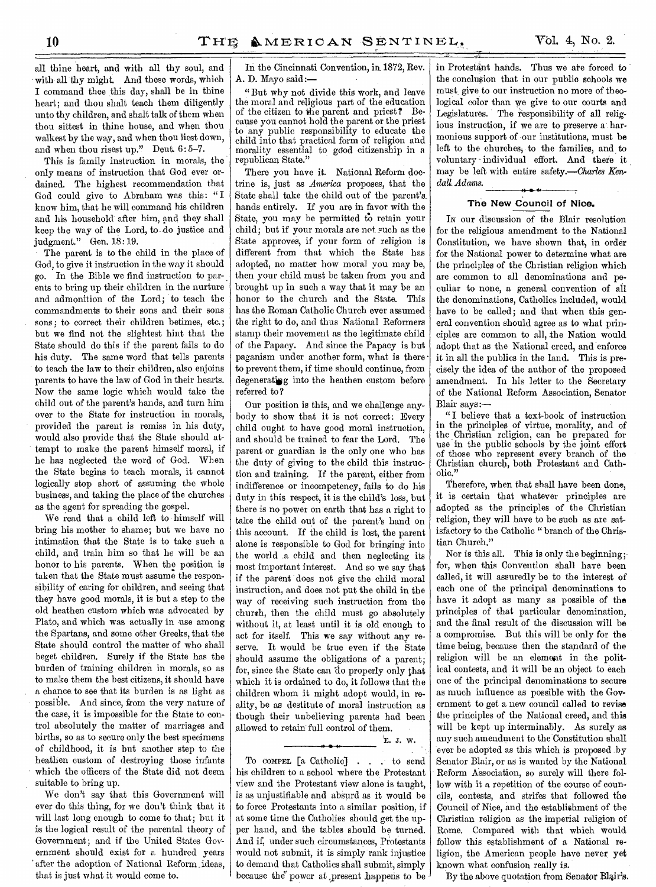all thine heart, and with all thy soul, and with all thy might. And these words, which I command thee this day, shall be in thine heart; and thou shalt teach them diligently unto thy children, and shalt talk of them when thou sittest in thine house, and when thou walkest by the way, and when thou liest down, and when thou risest up." Deut. 6:5-7.

This is family instruction in morals, the only means of instruction that God ever ordained. The highest recommendation that God could give to Abraham was this: "I know him, that he will command his children and his household after him, and they shall keep the way of the Lord, to do justice and judgment." Gen. 18:19.

The parent is to the child in the place of God, to give it instruction in the way it should go. In the Bible we find instruction to parents to bring up their children in the nurture and admonition of the Lord; to teach the commandments to their sons and their sons sons; to correct their children betimes, etc.; but we find not the slightest hint that the State should do this if the parent fails to do his duty. The same word that tells parents to teach the law to their children, also enjoins parents to have the law of God in their hearts. Now the same logic which would take the child out of the parent's hands, and turn him over to the State for instruction in morals, provided the parent is remiss in his duty, would also provide that the State should attempt to make the parent himself moral, if he has neglected the word of God. When the State begins to teach morals, it cannot logically stop short of assuming the whole business, and taking the place of the churches as the agent for spreading the gospel.

We read that a child left to himself will bring his mother to shame; but we have no intimation that the State is to take such a child, and train him so that he will be an honor to his parents. When the position is taken that the State must assume the responsibility of caring for children, and seeing that they have good morals, it is but a step to the old heathen custom which was advocated by Plato, and which was actually in use among the Spartans, and some other Greeks, that the State should control the matter of who shall beget children. Surely if the State has the burden of training children in morals, so as to make them the best citizens, it should have a chance to see that its burden is as light as possible. And since, from the very nature of the case, it is impossible for the State to control absolutely the matter of marriages and births, so as to secure only the best specimens of childhood, it is but another step to the heathen custom of destroying those infants which the officers of the State did not deem suitable to bring up.

We don't say that this Government will ever do this thing, for we don't think that it will last long enough to come to that; but it is the logical result of the parental theory of Government; and if the United States Government should exist for a hundred years after the adoption of National Reform ideas, that is just what it would come to.

In the Cincinnati Convention, in 1872, Rev. A. D. Mayo said:—

"But why not divide this work, and leave the moral and religious part of the education of the citizen to the parent and priest? Because you cannot hold the parent or the priest to any public responsibility to educate the child into that practical form of religion and morality essential to good citizenship in a republican State."

There you have it. National Reform doctrine is, just as *America* proposes, that the State shall take the child out of the parent's hands entirely. If you are in favor with the State, you may be permitted to retain your child; but if your morals are not such as the State approves, if your form of religion is different from that which the State has adopted, no matter how moral you may be, then your child must be taken from you and brought up in such a way that it may be an honor to the church and the State. This has the Roman Catholic Church ever assumed the right to do, and thus National Reformers stamp their movement as the legitimate child of the Papacy. And since the Papacy is but paganism under another form, what is there to prevent them, if time should continue, from degenerating into the heathen custom before referred to?

Our position is this, and we challenge anybody to show that it is not correct: Every child ought to have good moral instruction, and should be trained to fear the Lord. The parent or guardian is the only one who has the duty of giving to the child this instruction and training. If the parent, either from indifference or incompetency, fails to do his duty in this respect, it is the child's loss, but there is no power on earth that has a right to take the child out of the parent's hand on this account. If the child is lost, the parent alone is responsible to God for bringing into the world a child and then neglecting its most important interest. And so we say that if the parent does not give the child moral instruction, and does not put the child in the way of receiving such instruction from the church, then the child must go absolutely without it, at least until it is old enough to act for itself. This we say without any reserve. It would be true even if the State should assume the obligations of a parent; for, since the State can do properly only that which it is ordained to do, it follows that the children whom it might adopt would, in reality, be as destitute of moral instruction as though their unbelieving parents had been allowed to retain full control of them.

E. J. W.

---

To COMPEL [a Catholic] . . . to send his children to a school where the Protestant view and the Protestant view alone is taught, is as unjustifiable and absurd as it would be to force Protestants into a similar position, if at some time the Catholics should get the upper hand, and the tables should be turned. And if, under such circumstances, Protestants would not submit, it is simply rank injustice to demand that Catholics shall submit, simply because the power at present happens to be in Protestant hands. Thus we are forced to the conclusion that in our public schools we must give to our instruction no more of theological color than we give to our courts and Legislatures. The responsibility of all religious instruction, if we are to preserve a harmonious support of our institutions, must be left to the churches, to the families, and to voluntary individual effort. And there it may be left with entire safety.—*Charles Kendall Adams.*

## The New Council of Nice.

IN our discussion of the Blair resolution for the religious amendment to the National Constitution, we have shown that, in order for the National power to determine what are the principles of the Christian religion which are common to all denominations and peculiar to none, a general convention of all the denominations, Catholics included, would have to be called; and that when this general convention should agree as to what principles are common to all, the Nation would adopt that as the National creed, and enforce it in all the publics in the land. This is precisely the idea of the author of the proposed amendment. In his letter to the Secretary of the National Reform Association, Senator Blair says:—

"I believe that a text-book of instruction in the principles of virtue, morality, and of the Christian religion, can be prepared for use in the public schools by the joint effort of those who represent every branch of the Christian church, both Protestant and Catholic."

Therefore, when that shall have been done, it is certain that whatever principles are adopted as the principles of the Christian religion, they will have to be such as are satisfactory to the Catholic "branch of the Christian Church."

Nor is this all. This is only the beginning; for, when this Convention shall have been called, it will assuredly be to the interest of each one of the principal denominations to have it adopt as many as possible of the principles of that particular denomination, and the final result of the discussion will be a compromise. But this will be only for the time being, because then the standard of the religion will be an element in the political contests, and it will be an object to each one of the principal denominations to secure as much influence as possible with the Government to get a new council called to revise the principles of the National creed, and this will be kept up interminably. As surely as any such amendment to the Constitution shall ever be adopted as this which is proposed by Senator Blair, or as is wanted by the National Reform Association, so surely will there follow with it a repetition of the course of councils, contests, and strifes that followed the Council of Nice, and the establishment of the Christian religion as the imperial religion of Rome. Compared with that which would follow this establishment of a National religion, the American people have never yet known what confusion really is.

By the above quotation from Senator Blair's,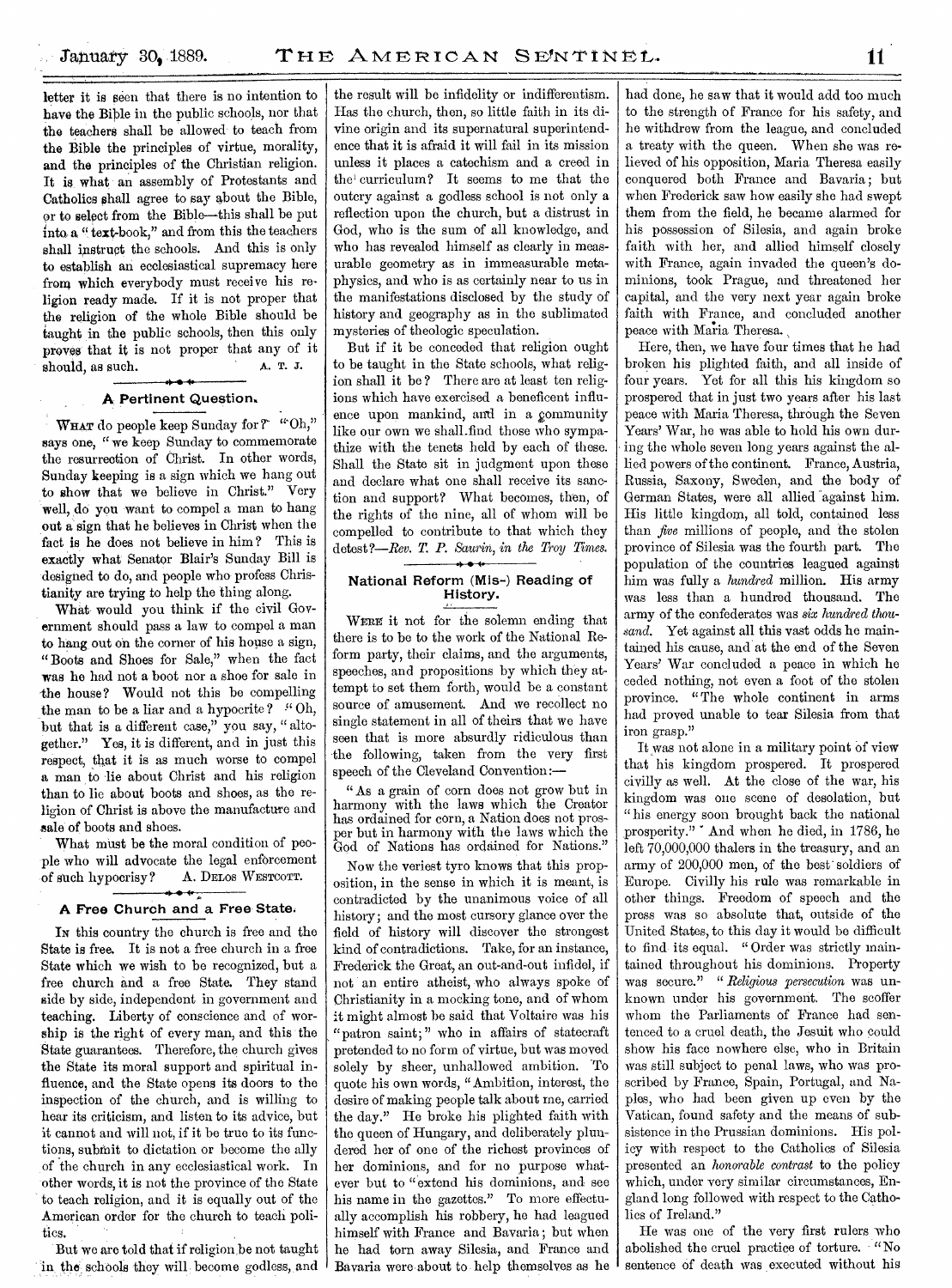letter it is seen that there is no intention to have the Bible in the public schools, nor that the teachers shall be allowed to teach from the Bible the principles of virtue, morality, and the principles of the Christian religion. It is what an assembly of Protestants and Catholics shall agree to say about the Bible, or to select from the Bible—this shall be put into a "text-book," and from this the teachers shall instruct the schools. And this is only to establish an ecclesiastical supremacy here from which everybody must receive his religion ready made. If it is not proper that the religion of the whole Bible should be taught in the public schools, then this only proves that it is not proper that any of it should, as such. A. T. J.

## A Pertinent Question.

WHAT do people keep Sunday for? "Oh," says one, "we keep Sunday to commemorate the resurrection of Christ. In other words, Sunday keeping is a sign which we hang out to show that we believe in Christ." Very well, do you want to compel a man to hang out a sign that he believes in Christ when the fact is he does not believe in him? This is exactly what Senator Blair's Sunday Bill is designed to do, and people who profess Christianity are trying to help the thing along.

What would you think if the civil Government should pass a law to compel a man to hang out on the corner of his house a sign, "Boots and Shoes for Sale," when the fact was he had not a boot nor a shoe for sale in the house? Would not this be compelling the man to be a liar and a hypocrite? "Oh, but that is a different case," you say, "altogether." Yes, it is different, and in just this respect, that it is as much worse to compel a man to lie about Christ and his religion than to lie about boots and shoes, as the religion of Christ is above the manufacture and sale of boots and shoes.

What must be the moral condition of people who will advocate the legal enforcement of such hypocrisy? A. DELOS WESTCOTT.

## A Free Church and a Free State.

IN this country the church is free and the State is free. It is not a free church in a free State which we wish to be recognized, but a free church and a free State. They stand side by side, independent in government and teaching. Liberty of conscience and of worship is the right of every man, and this the State guarantees. Therefore, the church gives the State its moral support and spiritual influence, and the State opens its doors to the inspection of the church, and is willing to hear its criticism, and listen to its advice, but it cannot and will not, if it be true to its functions, submit to dictation or become the ally of the church in any ecclesiastical work. In other words, it is not the province of the State to teach religion, and it is equally out of the American order for the church to teach politics.

But we are told that if religion be not taught in the schools they will become godless, and the result will be infidelity or indifferentism. Has the church, then, so little faith in its divine origin and its supernatural superintendence that it is afraid it will fail in its mission unless it places a catechism and a creed in the curriculum? It seems to me that the outcry against a godless school is not only a reflection upon the church, but a distrust in God, who is the sum of all knowledge, and who has revealed himself as clearly in measurable geometry as in immeasurable metaphysics, and who is as certainly near to us in the manifestations disclosed by the study of history and geography as in the sublimated mysteries of theologic speculation.

But if it be conceded that religion ought to be taught in the State schools, what religion shall it be? There are at least ten religions which have exercised a beneficent influence upon mankind, and in a community like our own we shall find those who sympathize with the tenets held by each of these. Shall the State sit in judgment upon these and declare what one shall receive its sanction and support? What becomes, then, of the rights of the nine, all of whom will be compelled to contribute to that which they detest?—*Rev. T. P. Sawin, in the Troy Times.*

## National Reform (Mis-) Reading of History.

WERE it not for the solemn ending that there is to be to the work of the National Reform party, their claims, and the arguments, speeches, and propositions by which they attempt to set them forth, would be a constant source of amusement. And we recollect no single statement in all of theirs that we have seen that is more absurdly ridiculous than the following, taken from the very first speech of the Cleveland Convention:—

"As a grain of corn does not grow but in harmony with the laws which the Creator has ordained for corn, a Nation does not prosper but in harmony with the laws which the God of Nations has ordained for Nations."

Now the veriest tyro knows that this proposition, in the sense in which it is meant, is contradicted by the unanimous voice of all history; and the most cursory glance over the field of history will discover the strongest kind of contradictions. Take, for an instance, Frederick the Great, an out-and-out infidel, if not an entire atheist, who always spoke of Christianity in a mocking tone, and of whom it might almost be said that Voltaire was his "patron saint;" who in affairs of statecraft pretended to no form of virtue, but was moved solely by sheer, unhallowed ambition. To quote his own words, "Ambition, interest, the desire of making people talk about me, carried the day." He broke his plighted faith with the queen of Hungary, and deliberately plundered her of one of the richest provinces of her dominions, and for no purpose whatever but to "extend his dominions, and see his name in the gazettes." To more effectually accomplish his robbery, he had leagued himself with France and Bavaria; but when he had torn away Silesia, and France and Bavaria were about to help themselves as he had done, he saw that it would add too much to the strength of France for his safety, and he withdrew from the league, and concluded a treaty with the queen. When she was relieved of his opposition, Maria Theresa easily conquered both France and Bavaria; but when Frederick saw how easily she had swept them from the field, he became alarmed for his possession of Silesia, and again broke faith with her, and allied himself closely with France, again invaded the queen's dominions, took Prague, and threatened her capital, and the very next year again broke faith with France, and concluded another peace with Maria Theresa.

Here, then, we have four times that he had broken his plighted faith, and all inside of four years. Yet for all this his kingdom so prospered that in just two years after his last peace with Maria Theresa, through the Seven Years' War, he was able to hold his own during the whole seven long years against the allied powers of the continent. France, Austria, Russia, Saxony, Sweden, and the body of German States, were all allied against him. His little kingdom, all told, contained less than *five* millions of people, and the stolen province of Silesia was the fourth part. The population of the countries leagued against him was fully a *hundred* million. His army was less than a hundred thousand. The army of the confederates was *six hundred thousand*. Yet against all this vast odds he maintained his cause, and at the end of the Seven Years' War concluded a peace in which he ceded nothing, not even a foot of the stolen province. "The whole continent in arms had proved unable to tear Silesia from that iron grasp."

It was not alone in a military point of view that his kingdom prospered. It prospered civilly as well. At the close of the war, his kingdom was one scene of desolation, but "his energy soon brought back the national prosperity." And when he died, in 1786, he left 70,000,000 thalers in the treasury, and an army of 200,000 men, of the best soldiers of Europe. Civilly his rule was remarkable in other things. Freedom of speech and the press was so absolute that, outside of the United States, to this day it would be difficult to find its equal. "Order was strictly maintained throughout his dominions. Property was secure." "*Religious persecution* was unknown under his government. The scoffer whom the Parliaments of France had sentenced to a cruel death, the Jesuit who could show his face nowhere else, who in Britain was still subject to penal laws, who was proscribed by France, Spain, Portugal, and Naples, who had been given up even by the Vatican, found safety and the means of subsistence in the Prussian dominions. His policy with respect to the Catholics of Silesia presented an *honorable contrast* to the policy which, under very similar circumstances, England long followed with respect to the Catholics of Ireland."

He was one of the very first rulers who abolished the cruel practice of torture. "No sentence of death was executed without his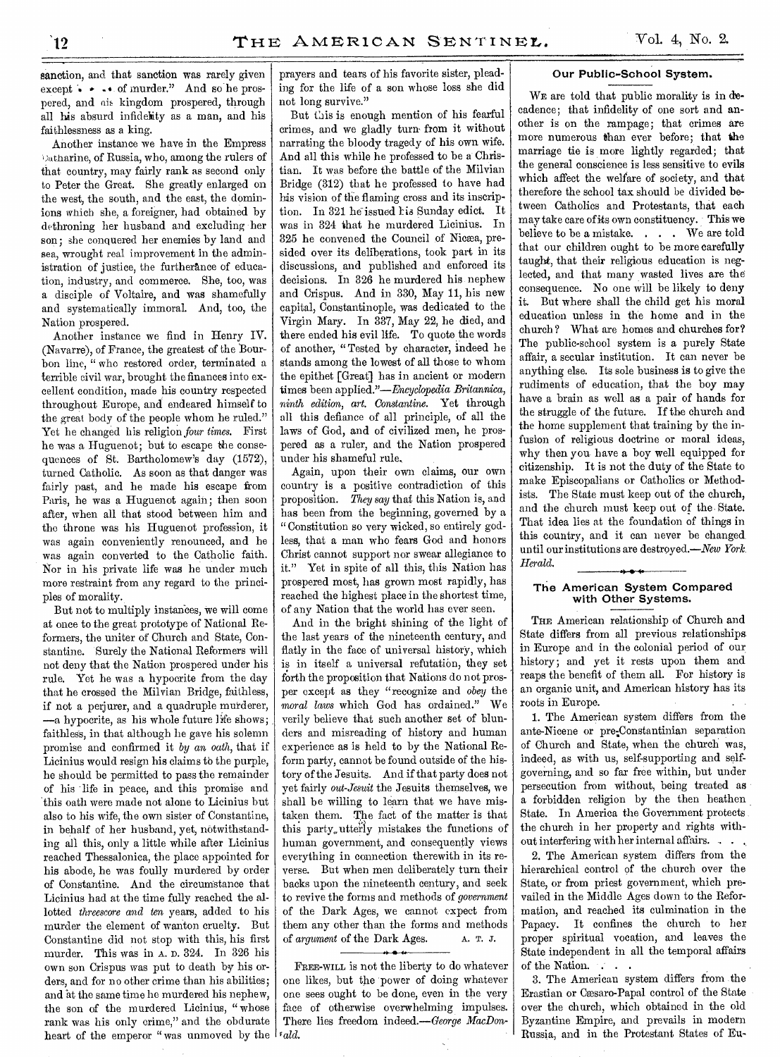sanction, and that sanction was rarely given except . . . of murder." And so he prospered, and his kingdom prospered, through all his absurd infidelity as a man, and his faithlessness as a king.

Another instance we have in the Empress Catharine, of Russia, who, among the rulers of that country, may fairly rank as second only to Peter the Great. She greatly enlarged on the west, the south, and the east, the dominions which she, a foreigner, had obtained by dethroning her husband and excluding her son; she conquered her enemies by land and sea, wrought real improvement in the administration of justice, the furtherance of education, industry, and commerce. She, too, was a disciple of Voltaire, and was shamefully and systematically immoral. And, too, the Nation prospered.

Another instance we find in Henry IV. (Navarre), of France, the greatest of the Bourbon line, "who restored order, terminated a terrible civil war, brought the finances into excellent condition, made his country respected throughout Europe, and endeared himself to the great body of the people whom he ruled." Yet he changed his religion *four times.* First he was a Huguenot; but to escape the consequences of St. Bartholomew's day (1572), turned Catholic. As soon as that danger was fairly past, and he made his escape from Paris, he was a Huguenot again; then soon after, when all that stood between him and the throne was his Huguenot profession, it was again conveniently renounced, and he was again converted to the Catholic faith. Nor in his private life was he under much more restraint from any regard to the principles of morality.

But not to multiply instances, we will come at once to the great prototype of National Reformers, the uniter of Church and State, Constantine. Surely the National Reformers will not deny that the Nation prospered under his rule. Yet he was a hypocrite from the day that he crossed the Milvian Bridge, faithless, if not a perjurer, and a quadruple murderer,—a hypocrite, as his whole future life shows; faithless, in that although he gave his solemn promise and confirmed it *by an oath,* that if Licinius would resign his claims to the purple, he should be permitted to pass the remainder of his life in peace, and this promise and this oath were made not alone to Licinius but also to his wife, the own sister of Constantine, in behalf of her husband, yet, notwithstanding all this, only a little while after Licinius reached Thessalonica, the place appointed for his abode, he was foully murdered by order of Constantine. And the circumstance that Licinius had at the time fully reached the allotted *threescore and ten* years, added to his murder the element of wanton cruelty. But Constantine did not stop with this, his first murder. This was in A. D. 324. In 326 his own son Crispus was put to death by his orders, and for no other crime than his abilities; and at the same time he murdered his nephew, the son of the murdered Licinius, "whose rank was his only crime," and the obdurate heart of the emperor "was unmoved by the prayers and tears of his favorite sister, pleading for the life of a son whose loss she did not long survive."

But this is enough mention of his fearful crimes, and we gladly turn from it without narrating the bloody tragedy of his own wife. And all this while he professed to be a Christian. It was before the battle of the Milvian Bridge (312) that he professed to have had his vision of the flaming cross and its inscription. In 321 he issued his Sunday edict. It was in 324 that he murdered Licinius. In 325 he convened the Council of Nicæa, presided over its deliberations, took part in its discussions, and published and enforced its decisions. In 326 he murdered his nephew and Crispus. And in 330, May 11, his new capital, Constantinople, was dedicated to the Virgin Mary. In 337, May 22, he died, and there ended his evil life. To quote the words of another, "Tested by character, indeed he stands among the lowest of all those to whom the epithet [Great] has in ancient or modern times been applied."—*Encyclopedia Britannica, ninth edition, art. Constantine.* Yet through all this defiance of all principle, of all the laws of God, and of civilized men, he prospered as a ruler, and the Nation prospered under his shameful rule.

Again, upon their own claims, our own country is a positive contradiction of this proposition. *They say* that this Nation is, and has been from the beginning, governed by a "Constitution so very wicked, so entirely godless, that a man who fears God and honors Christ cannot support nor swear allegiance to it." Yet in spite of all this, this Nation has prospered most, has grown most rapidly, has reached the highest place in the shortest time, of any Nation that the world has ever seen.

And in the bright shining of the light of the last years of the nineteenth century, and flatly in the face of universal history, which is in itself a universal refutation, they set forth the proposition that Nations do not prosper except as they "recognize and *obey* the *moral laws* which God has ordained." We verily believe that such another set of blunders and misreading of history and human experience as is held to by the National Reform party, cannot be found outside of the history of the Jesuits. And if that party does not yet fairly *out-Jesuit* the Jesuits themselves, we shall be willing to learn that we have mistaken them. The fact of the matter is that this party utterly mistakes the functions of human government, and consequently views everything in connection therewith in its reverse. But when men deliberately turn their backs upon the nineteenth century, and seek to revive the forms and methods of *government* of the Dark Ages, we cannot expect from them any other than the forms and methods of *argument* of the Dark Ages. A. T. J.

FREE-WILL is not the liberty to do whatever one likes, but the power of doing whatever one sees ought to be done, even in the very face of otherwise overwhelming impulses. There lies freedom indeed.—*George MacDonald.*

### Our Public-School System.

WE are told that public morality is in decadence; that infidelity of one sort and another is on the rampage; that crimes are more numerous than ever before; that the marriage tie is more lightly regarded; that the general conscience is less sensitive to evils which affect the welfare of society, and that therefore the school tax should be divided between Catholics and Protestants, that each may take care of its own constituency. This we believe to be a mistake. . . . We are told that our children ought to be more carefully taught, that their religious education is neglected, and that many wasted lives are the consequence. No one will be likely to deny it. But where shall the child get his moral education unless in the home and in the church? What are homes and churches for? The public-school system is a purely State affair, a secular institution. It can never be anything else. Its sole business is to give the rudiments of education, that the boy may have a brain as well as a pair of hands for the struggle of the future. If the church and the home supplement that training by the infusion of religious doctrine or moral ideas, why then you have a boy well equipped for citizenship. It is not the duty of the State to make Episcopalians or Catholics or Methodists. The State must keep out of the church, and the church must keep out of the State. That idea lies at the foundation of things in this country, and it can never be changed until our institutions are destroyed.—*New York Herald.*

### The American System Compared with Other Systems.

THE American relationship of Church and State differs from all previous relationships in Europe and in the colonial period of our history; and yet it rests upon them and reaps the benefit of them all. For history is an organic unit, and American history has its roots in Europe.

1. The American system differs from the ante-Nicene or pre-Constantinian separation of Church and State, when the church was, indeed, as with us, self-supporting and self-governing, and so far free within, but under persecution from without, being treated as a forbidden religion by the then heathen State. In America the Government protects the church in her property and rights without interfering with her internal affairs. . . .

2. The American system differs from the hierarchical control of the church over the State, or from priest government, which prevailed in the Middle Ages down to the Reformation, and reached its culmination in the Papacy. It confines the church to her proper spiritual vocation, and leaves the State independent in all the temporal affairs of the Nation. . . .

3. The American system differs from the Erastian or Cæsaro-Papal control of the State over the church, which obtained in the old Byzantine Empire, and prevails in modern Russia, and in the Protestant States of Eu-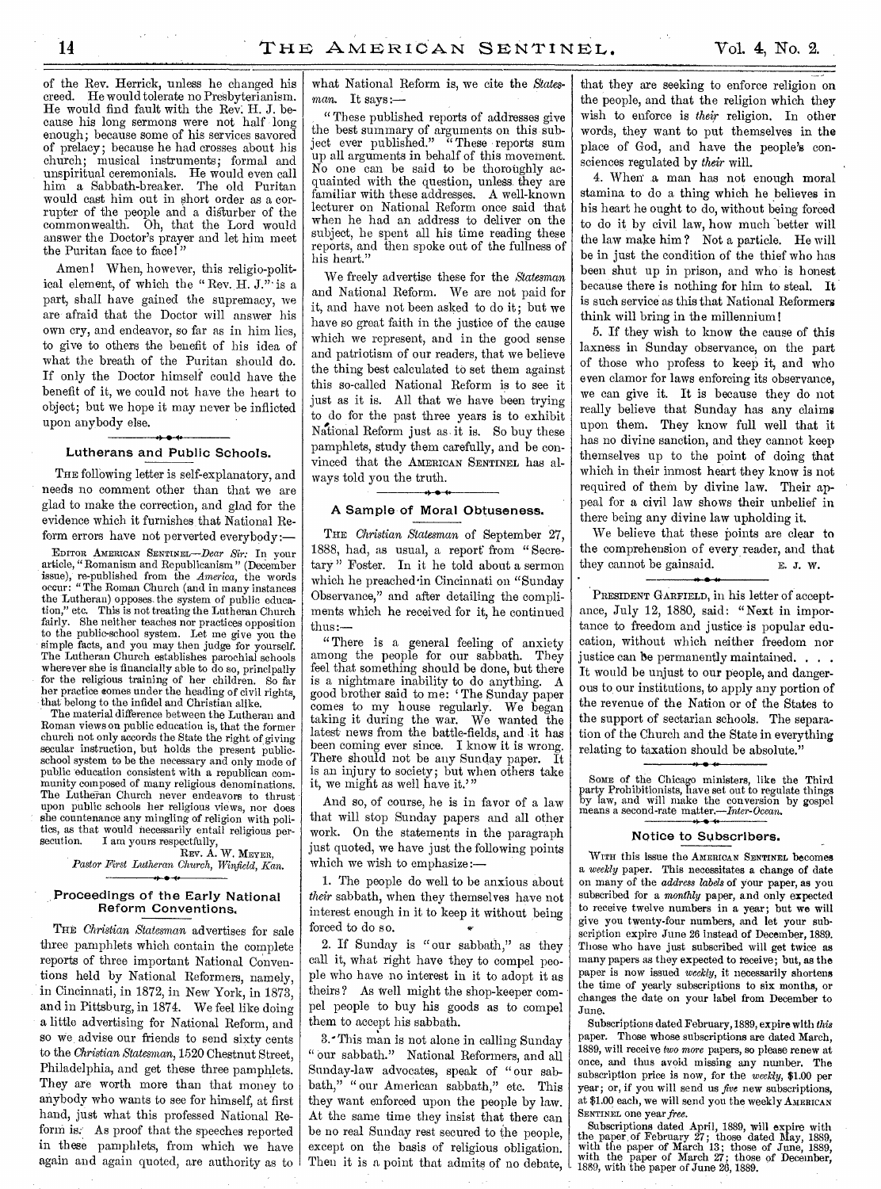of the Rev. Herrick, unless he changed his creed. He would tolerate no Presbyterianism. He would find fault with the Rev. H. J. because his long sermons were not half long enough; because some of his services savored of prelacy; because he had crosses about his church; musical instruments; formal and unspiritual ceremonials. He would even call him a Sabbath-breaker. The old Puritan would cast him out in short order as a corrupter of the people and a disturber of the commonwealth. Oh, that the Lord would answer the Doctor's prayer and let him meet the Puritan face to face!"

Amen! When, however, this religio-political element, of which the "Rev. H. J." is a part, shall have gained the supremacy, we are afraid that the Doctor will answer his own cry, and endeavor, so far as in him lies, to give to others the benefit of his idea of what the breath of the Puritan should do. If only the Doctor himself could have the benefit of it, we could not have the heart to object; but we hope it may never be inflicted upon anybody else.

## Lutherans and Public Schools.

THE following letter is self-explanatory, and needs no comment other than that we are glad to make the correction, and glad for the evidence which it furnishes that National Reform errors have not perverted everybody:—

EDITOR AMERICAN SENTINEL—*Dear Sir:* In your article, "Romanism and Republicanism" (December issue), re-published from the *America*, the words occur: "The Roman Church (and in many instances the Lutheran) opposes the system of public education," etc. This is not treating the Lutheran Church fairly. She neither teaches nor practices opposition to the public-school system. Let me give you the simple facts, and you may then judge for yourself. The Lutheran Church establishes parochial schools wherever she is financially able to do so, principally for the religious training of her children. So far her practice comes under the heading of civil rights, that belong to the infidel and Christian alike.

The material difference between the Lutheran and Roman views on public education is, that the former church not only accords the State the right of giving secular instruction, but holds the present public-school system to be the necessary and only mode of public education consistent with a republican community composed of many religious denominations. The Lutheran Church never endeavors to thrust upon public schools her religious views, nor does she countenance any mingling of religion with politics, as that would necessarily entail religious persecution. I am yours respectfully,

REV. A. W. MEYER,
*Pastor First Lutheran Church, Winfield, Kan.*

## Proceedings of the Early National Reform Conventions.

THE *Christian Statesman* advertises for sale three pamphlets which contain the complete reports of three important National Conventions held by National Reformers, namely, in Cincinnati, in 1872, in New York, in 1873, and in Pittsburg, in 1874. We feel like doing a little advertising for National Reform, and so we advise our friends to send sixty cents to the *Christian Statesman*, 1520 Chestnut Street, Philadelphia, and get these three pamphlets. They are worth more than that money to anybody who wants to see for himself, at first hand, just what this professed National Reform is. As proof that the speeches reported in these pamphlets, from which we have again and again quoted, are authority as to what National Reform is, we cite the *Statesman*. It says:—

"These published reports of addresses give the best summary of arguments on this subject ever published." "These reports sum up all arguments in behalf of this movement. No one can be said to be thoroughly acquainted with the question, unless they are familiar with these addresses. A well-known lecturer on National Reform once said that when he had an address to deliver on the subject, he spent all his time reading these reports, and then spoke out of the fullness of his heart."

We freely advertise these for the *Statesman* and National Reform. We are not paid for it, and have not been asked to do it; but we have so great faith in the justice of the cause which we represent, and in the good sense and patriotism of our readers, that we believe the thing best calculated to set them against this so-called National Reform is to see it just as it is. All that we have been trying to do for the past three years is to exhibit National Reform just as it is. So buy these pamphlets, study them carefully, and be convinced that the AMERICAN SENTINEL has always told you the truth.

## A Sample of Moral Obtuseness.

THE *Christian Statesman* of September 27, 1888, had, as usual, a report from "Secretary" Foster. In it he told about a sermon which he preached in Cincinnati on "Sunday Observance," and after detailing the compliments which he received for it, he continued thus:—

"There is a general feeling of anxiety among the people for our sabbath. They feel that something should be done, but there is a nightmare inability to do anything. A good brother said to me: 'The Sunday paper comes to my house regularly. We began taking it during the war. We wanted the latest news from the battle-fields, and it has been coming ever since. I know it is wrong. There should not be any Sunday paper. It is an injury to society; but when others take it, we might as well have it.'"

And so, of course, he is in favor of a law that will stop Sunday papers and all other work. On the statements in the paragraph just quoted, we have just the following points which we wish to emphasize:—

1. The people do well to be anxious about *their* sabbath, when they themselves have not interest enough in it to keep it without being forced to do so.

2. If Sunday is "our sabbath," as they call it, what right have they to compel people who have no interest in it to adopt it as theirs? As well might the shop-keeper compel people to buy his goods as to compel them to accept his sabbath.

3. This man is not alone in calling Sunday "our sabbath." National Reformers, and all Sunday-law advocates, speak of "our sabbath," "our American sabbath," etc. This they want enforced upon the people by law. At the same time they insist that there can be no real Sunday rest secured to the people, except on the basis of religious obligation. Then it is a point that admits of no debate, that they are seeking to enforce religion on the people, and that the religion which they wish to enforce is *their* religion. In other words, they want to put themselves in the place of God, and have the people's consciences regulated by *their* will.

4. When a man has not enough moral stamina to do a thing which he believes in his heart he ought to do, without being forced to do it by civil law, how much better will the law make him? Not a particle. He will be in just the condition of the thief who has been shut up in prison, and who is honest because there is nothing for him to steal. It is such service as this that National Reformers think will bring in the millennium!

5. If they wish to know the cause of this laxness in Sunday observance, on the part of those who profess to keep it, and who even clamor for laws enforcing its observance, we can give it. It is because they do not really believe that Sunday has any claims upon them. They know full well that it has no divine sanction, and they cannot keep themselves up to the point of doing that which in their inmost heart they know is not required of them by divine law. Their appeal for a civil law shows their unbelief in there being any divine law upholding it.

We believe that these points are clear to the comprehension of every reader, and that they cannot be gainsaid. E. J. W.

PRESIDENT GARFIELD, in his letter of acceptance, July 12, 1880, said: "Next in importance to freedom and justice is popular education, without which neither freedom nor justice can be permanently maintained. . . . It would be unjust to our people, and dangerous to our institutions, to apply any portion of the revenue of the Nation or of the States to the support of sectarian schools. The separation of the Church and the State in everything relating to taxation should be absolute."

SOME of the Chicago ministers, like the Third party Prohibitionists, have set out to regulate things by law, and will make the conversion by gospel means a second-rate matter.—*Inter-Ocean.*

## Notice to Subscribers.

WITH this issue the AMERICAN SENTINEL becomes a *weekly* paper. This necessitates a change of date on many of the *address labels* of your paper, as you subscribed for a *monthly* paper, and only expected to receive twelve numbers in a year; but we will give you twenty-four numbers, and let your subscription expire June 26 instead of December, 1889. Those who have just subscribed will get twice as many papers as they expected to receive; but, as the paper is now issued *weekly*, it necessarily shortens the time of yearly subscriptions to six months, or changes the date on your label from December to June.

Subscriptions dated February, 1889, expire with *this* paper. Those whose subscriptions are dated March, 1889, will receive *two more* papers, so please renew at once, and thus avoid missing any number. The subscription price is now, for the *weekly*, $1.00 per year; or, if you will send us *five* new subscriptions, at $1.00 each, we will send you the weekly AMERICAN SENTINEL one year *free.*

Subscriptions dated April, 1889, will expire with the paper of February 27; those dated May, 1889, with the paper of March 13; those of June, 1889, with the paper of March 27; those of December, 1889, with the paper of June 26, 1889.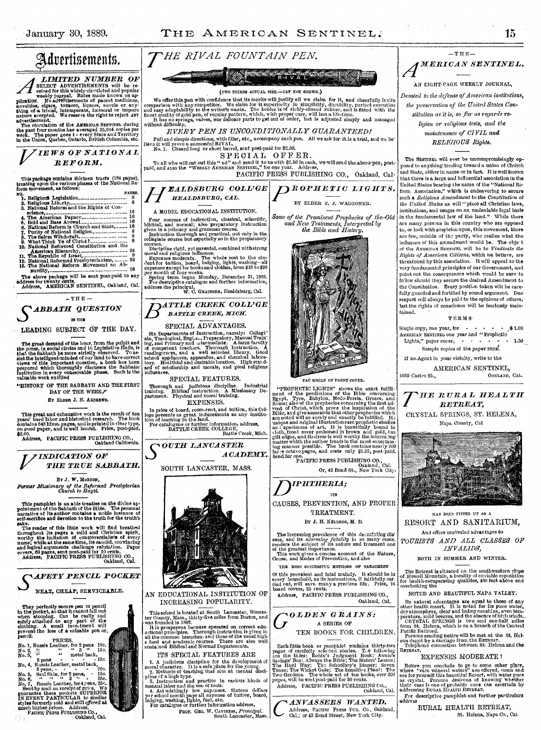# Advertisements.

*A LIMITED NUMBER OF* SELECT ADVERTISEMENTS will be received for this widely-circulated and popular weekly journal. Rates made known on application. No advertisements of patent medicines, novelties, cigars, tobacco, liquors, novels or anything of a trivial, intemperate, immoral or impure nature accepted. We reserve the right to reject ANY advertisement.

The circulation of the AMERICAN SENTINEL during the past four months has averaged 25,614 copies per week. The paper goes to every State and Territory in the Union, Quebec, Ontario, British Columbia, etc.

## *VIEWS OF NATIONAL REFORM.*

This package contains thirteen tracts (184 pages), treating upon the various phases of the National Reform movement, as follows:

| NO. | | PAGES. |
|---|---|---|
| 1. | Religious Legislation | 8 |
| 2. | Religious Liberty | 8 |
| 3. | National Reform and the Rights of Conscience | 16 |
| 4. | The American Papacy | 16 |
| 5. | Bold and Base Avowal | 16 |
| 6. | National Reform is Church and State | 16 |
| 7. | Purity of National Religion | 8 |
| 8. | The Salem Witchcraft | 8 |
| 9. | What Think Ye of Christ? | 8 |
| 10. | National Reformed Constitution and the American Hierarchy | 24 |
| 11. | The Republic of Israel | 8 |
| 12. | National Reformed Presbyterianism | 32 |
| 13. | The National Reform Movement an Absurdity | 16 |

The above package will be sent post-paid to any address for twenty cents.

Address, AMERICAN SENTINEL, Oakland, Cal.

---

## —THE— *SABBATH QUESTION* IS THE LEADING SUBJECT OF THE DAY.

The great demand of the hour, from the pulpit and the press, in social circles and in Legislative Halls, is that the Sabbath be more strictly observed. To assist the intelligent-minded of our land to have correct views of this important question, a book has been prepared which thoroughly discusses the Sabbatic institution in every conceivable phase. Such is the valuable work entitled

"HISTORY OF THE SABBATH AND THE FIRST DAY OF THE WEEK,"

BY ELDER J. N. ANDREWS.

This great and exhaustive work is the result of ten years' hard labor and historical research. The book contains 548 12mo. pages, and is printed in clear type, on good paper, and is well bound. Price, post-paid, $2.00.

Address, PACIFIC PRESS PUBLISHING CO., Oakland California.

---

## *VINDICATION OF THE TRUE SABBATH.*

BY J. W. MORTON,

*Former Missionary of the Reformed Presbyterian Church to Hayti.*

This pamphlet is an able treatise on the divine appointment of the Sabbath of the Bible. The personal narrative of its author contains a noble instance of self-sacrifice and devotion to the truth for the truth's sake.

The reader of this little work will find breathed throughout its pages a mild and Christian spirit, worthy the imitation of controversialists of every name; while at the same time, its candid, convincing and logical arguments challenge refutation. Paper covers, 68 pages, sent post-paid for 10 cents.

Address, PACIFIC PRESS PUBLISHING CO., Oakland, Cal.

---

## *SAFETY PENCIL POCKET*

NEAT, CHEAP, SERVICEABLE.

They perfectly secure pen or pencil in the pocket, so that it cannot fall out when stooping. Can be easily and safely attached to any part of the clothing. A small investment will prevent the loss of a valuable pen or pencil.

PRICES.

No. 1, Russia Leather, for 2 pens 10c.
No. 2, " " " 3 " 15c.
No. 3, " " metal back, 2 pens - - - - 15c.
No. 4, Russia Leather, metal back, 3 pens, - - - - 20c.
No. 5, Seal Skin, for 2 pens, - 15c.
No. 6, " " " 3 " - 25c.
No. 7, Russia Leather, for 4 pens, 25c.

Sent by mail on receipt of price. We guarantee these pockets SUPERIOR IN EVERY PARTICULAR to similar styles formerly sold and still *offered* at much higher prices. Address,

PACIFIC PRESS PUBLISHING CO., Oakland, Cal.

---

## *THE RIVAL FOUNTAIN PEN.*

(TWO THIRDS ACTUAL SIZE.—CAP NOT SHOWN.)

We offer this pen with confidence that its merits will justify all we claim for it, and cheerfully invite comparison with any competitor. We claim for it superiority in simplicity, durability, perfect execution and easy adaptability to the writer's wants. The holder is of richly-chased rubber, and is fitted with the finest quality of gold pen, of regular pattern, which, with proper care, will last a life-time.

It has no springs, valves, nor delicate parts to get out of order, but is adjusted simply and managed without difficulty.

*EVERY PEN IS UNCONDITIONALLY GUARANTEED!*

Full and simple directions, with filler, etc., accompany each pen. All we ask for it is a trial, and we believe it will prove a successful RIVAL.

No. 1. Chased long or short barrel, sent post-paid for $2.50.

SPECIAL OFFER.

To all who will cut out this "ad" and send it to us with $2.50 in cash, we will send the above pen, post-paid, and ALSO the "WEEKLY AMERICAN SENTINEL," for one year. Address,

PACIFIC PRESS PUBLISHING CO., Oakland, Cal.

---

## *HEALDSBURG COLL'GE* *HEALDSBURG, CAL.*

A MODEL EDUCATIONAL INSTITUTION.

Four courses of instruction, classical, scientific, biblical, and normal; also preparatory instruction given in a primary and grammar course.

Instruction thorough and practical, not only in the collegiate course but especially so in the preparatory courses.

Discipline rigid, yet parental, combined with strong moral and religious influence.

Expenses moderate. The whole cost to the student for tuition, board, lodging, lights, washing—all expenses except for books and clothes, from $18 to $20 per month of four weeks.

Spring term began Monday, December 31, 1888.

For descriptive catalogue and further information, address the principal,

W. C. GRAINGER, Healdsburg, Cal.

---

## *BATTLE CREEK COLL'GE* *BATTLE CREEK, MICH.*

SPECIAL ADVANTAGES.

Six Departments of Instruction, namely: Collegiate, Theological, English, Preparatory, Manual Training, and Primary and intermediate. A large faculty of competent teachers. Thorough Instruction. A reading-room, and a well selected library. Good school appliances, apparatus, and chemical laboratory. Healthful and desirable location. High standard of scholarship and morals, and good religious influences.

SPECIAL FEATURES.

Thorough and judicious discipline. Industrial training. Biblical instruction. A Missionary Department. Physical and moral training.

EXPENSES.

In price of board, room-rent, and tuition, this College presents as great inducements as any institution of learning in the land.

For catalogues or further information, address,

BATTLE CREEK COLLEGE, Battle Creek, Mich.

---

## *SOUTH LANCASTER ACADEMY.*

SOUTH LANCASTER, MASS.

AN EDUCATIONAL INSTITUTION OF INCREASING POPULARITY.

This school is located at South Lancaster, Worcester County, Mass., thirty-five miles from Boston, and was founded in 1882.

It is prosperous because operated on correct educational principles. Thorough instruction is given in all the common branches, and those of the usual high school and academic courses. There are also well sustained Biblical and Normal Departments.

ITS SPECIAL FEATURES ARE

1. A judicious discipline for the development of moral character. It is a safe place for the young.
2. Methods of teaching that aim at mental discipline of a high type.
3. Instruction and practice in various kinds of manual labor and the use of tools.
4. Astonishingly low expenses. Sixteen dollars per school month pays all expenses of tuition, board, lodging, washing, lights, fuel, etc.

For catalogue or further information address,

PROF. GEO. W. CAVINESS, *Principal.* South Lancaster, Mass.

---

## *PROPHETIC LIGHTS.*

BY ELDER E. J. WAGGONER.

*Some of the Prominent Prophecies of the Old and New Testaments, Interpreted by the Bible and History.*

FAC SIMILE OF FRONT COVER.

"PROPHETIC LIGHTS" shows the exact fulfillment of the predictions of the Bible concerning Egypt, Tyre, Babylon, Medo-Persia, Greece, and Rome; also of the prophecies concerning the first advent of Christ, which prove the inspiration of the Bible, and give assurance that other prophecies which are noted will as surely and exactly be fulfilled. Its unique and original illustrations are prophetic studies and specimens of art. It is beautifully bound in cloth, front cover embossed in brown and gold, has gilt edges, and its dress is well worthy the interesting matter which the author treats in the most entertaining manner possible. The book contains nearly 200 large octavo pages, and costs only $1.25, post-paid. Send for one.

PACIFIC PRESS PUBLISHING CO., Oakland, Cal. Or, 43 Bond St., New York City.

---

## *DIPHTHERIA;* ITS CAUSES, PREVENTION, AND PROPER TREATMENT.

BY J. H. KELLOGG, M. D.

The increasing prevalence of this devastating disease, and its *alarming fatality* in so many cases, renders the subject of its nature and treatment one of the greatest importance.

This work gives a concise account of the Nature, Cause, and Modes of Prevention, and also

THE MOST SUCCESSFUL METHODS OF TREATMENT

Of this prevalent and fatal malady. It should be in every household, as its instructions, if faithfully carried out, will save many a precious life. Price, in board covers, 25 cents.

Address, PACIFIC PRESS PUBLISHING CO., Oakland, Cal.

---

## *GOLDEN GRAINS:* A SERIES OF TEN BOOKS FOR CHILDREN.

Each little book or pamphlet contains thirty-two pages of carefully selected stories. The following are the titles: Robin's Judgment Book; Annie's Savings' Box; Always the Bible; The Sisters' Lesson; The Hard Way; The Schoolboy's Dinner; Seven Times; The Wicket Gate; The Sensitive Plant; The Two Gardens. The whole set of ten books, *over 300 pages*, will be sent post-paid for 50 cents.

Address, PACIFIC PRESS PUBLISHING CO., Oakland, Cal.

---

## *CANVASSERS WANTED.*

Address, PACIFIC PRESS PUB. CO., Oakland, Cal.; or 43 Bond Street, New York City.

---

## —THE— *AMERICAN SENTINEL.*

AN EIGHT-PAGE WEEKLY JOURNAL,

*Devoted to the defense of American institutions, the preservation of the United States Constitution as it is, so far as regards religion or religious tests, and the maintenance of CIVIL and RELIGIOUS Rights.*

The SENTINEL will ever be uncompromisingly opposed to anything tending toward a union of Church and State, either in name or in fact. It is well known that there is a large and influential association in the United States bearing the name of the "National Reform Association," which is endeavoring to secure such a *Religious Amendment* to the *Constitution of the United States* as will "place all Christian laws, institutions, and usages on an undeniable legal basis in the fundamental law of the land." While there are many persons in this country who are opposed to, or look with suspicion upon, this movement, there are few, outside of the party, who realize what the influence of this amendment would be. The object of the AMERICAN SENTINEL will be to *Vindicate the Rights of American Citizens*, which we believe, are threatened by this association. It will appeal to the very fundamental principles of our Government, and point out the consequences which would be sure to follow should they secure the desired Amendment to the Constitution. Every position taken will be carefully guarded and fortified by sound argument. Due respect will always be paid to the opinions of others, but the rights of conscience will be fearlessly maintained.

TERMS

Single copy, one year, for - - - - - $1.00
AMERICAN SENTINEL one year and "Prophetic Lights," paper cover, - - - - - 1.50

Sample copies of the paper FREE.

If no Agent in your vicinity, write to the

AMERICAN SENTINEL,
1059 Castro St., OAKLAND, CAL.

---

## *THE RURAL HEALTH RETREAT,*

CRYSTAL SPRINGS, ST. HELENA,

Napa County, Cal

HAS BEEN FITTED UP AS A

RESORT AND SANITARIUM,

And offers unrivaled advantages to

*TOURISTS AND ALL CLASSES OF INVALIDS,*

BOTH IN SUMMER AND WINTER.

The Retreat is situated on the southwestern slope of Howell Mountain, a locality of enviable reputation for health-recuperating qualities, 400 feet above and overlooking the

NOTED AND BEAUTIFUL NAPA VALLEY.

Its natural advantages are equal to those of any other health resort. It is noted for its pure water, dry atmosphere, clear and balmy sunshine, even temperature, mild breezes, and the absence of high winds. CRYSTAL SPRINGS is two and one-half miles from St. Helena, which is on a branch of the Central Pacific Railroad.

Persons sending notice will be met at the St. Helena depot by a carriage from the RETREAT.

Telephone connection between St. Helena and the RETREAT.

EXPENSES MODERATE!

Before you conclude to go to some other place, where "rare mineral waters" are offered, come and see for yourself this beautiful Resort, with water pure as crystal. Persons desirous of knowing whether their case is one of probable cure can ascertain by addressing RURAL HEALTH RETREAT.

For descriptive pamphlet and further particulars address

RURAL HEALTH RETREAT,
St. Helena, Napa Co., Cal.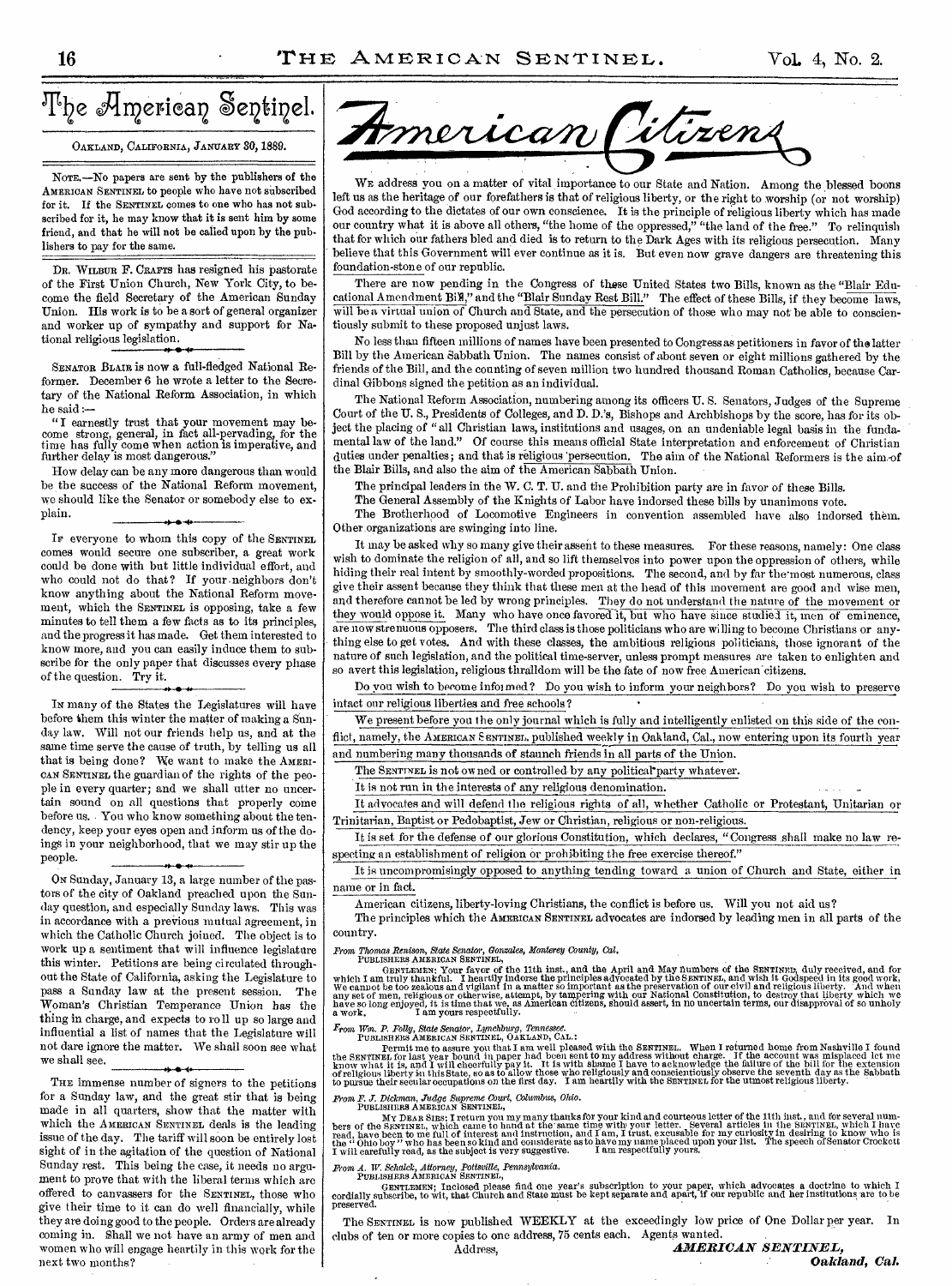# The American Sentinel.

OAKLAND, CALIFORNIA, JANUARY 30, 1889.

NOTE.—No papers are sent by the publishers of the AMERICAN SENTINEL to people who have not subscribed for it. If the SENTINEL comes to one who has not subscribed for it, he may know that it is sent him by some friend, and that he will not be called upon by the publishers to pay for the same.

DR. WILBUR F. CRAFTS has resigned his pastorate of the First Union Church, New York City, to become the field Secretary of the American Sunday Union. His work is to be a sort of general organizer and worker up of sympathy and support for National religious legislation.

SENATOR BLAIR is now a full-fledged National Reformer. December 6 he wrote a letter to the Secretary of the National Reform Association, in which he said:—

"I earnestly trust that your movement may become strong, general, in fact all-pervading, for the time has fully come when action is imperative, and further delay is most dangerous."

How delay can be any more dangerous than would be the success of the National Reform movement, we should like the Senator or somebody else to explain.

IF everyone to whom this copy of the SENTINEL comes would secure one subscriber, a great work could be done with but little individual effort, and who could not do that? If your neighbors don't know anything about the National Reform movement, which the SENTINEL is opposing, take a few minutes to tell them a few facts as to its principles, and the progress it has made. Get them interested to know more, and you can easily induce them to subscribe for the only paper that discusses every phase of the question. Try it.

IN many of the States the Legislatures will have before them this winter the matter of making a Sunday law. Will not our friends help us, and at the same time serve the cause of truth, by telling us all that is being done? We want to make the AMERICAN SENTINEL the guardian of the rights of the people in every quarter; and we shall utter no uncertain sound on all questions that properly come before us. You who know something about the tendency, keep your eyes open and inform us of the doings in your neighborhood, that we may stir up the people.

ON Sunday, January 13, a large number of the pastors of the city of Oakland preached upon the Sunday question, and especially Sunday laws. This was in accordance with a previous mutual agreement, in which the Catholic Church joined. The object is to work up a sentiment that will influence legislature this winter. Petitions are being circulated throughout the State of California, asking the Legislature to pass a Sunday law at the present session. The Woman's Christian Temperance Union has the thing in charge, and expects to roll up so large and influential a list of names that the Legislature will not dare ignore the matter. We shall soon see what we shall see.

THE immense number of signers to the petitions for a Sunday law, and the great stir that is being made in all quarters, show that the matter with which the AMERICAN SENTINEL deals is the leading issue of the day. The tariff will soon be entirely lost sight of in the agitation of the question of National Sunday rest. This being the case, it needs no argument to prove that with the liberal terms which are offered to canvassers for the SENTINEL, those who give their time to it can do well financially, while they are doing good to the people. Orders are already coming in. Shall we not have an army of men and women who will engage heartily in this work for the next two months?

# American Citizens

WE address you on a matter of vital importance to our State and Nation. Among the blessed boons left us as the heritage of our forefathers is that of religious liberty, or the right to worship (or not worship) God according to the dictates of our own conscience. It is the principle of religious liberty which has made our country what it is above all others, "the home of the oppressed," "the land of the free." To relinquish that for which our fathers bled and died is to return to the Dark Ages with its religious persecution. Many believe that this Government will ever continue as it is. But even now grave dangers are threatening this foundation-stone of our republic.

There are now pending in the Congress of these United States two Bills, known as the "Blair Educational Amendment Bill," and the "Blair Sunday Rest Bill." The effect of these Bills, if they become laws, will be a virtual union of Church and State, and the persecution of those who may not be able to conscientiously submit to these proposed unjust laws.

No less than fifteen millions of names have been presented to Congress as petitioners in favor of the latter Bill by the American Sabbath Union. The names consist of about seven or eight millions gathered by the friends of the Bill, and the counting of seven million two hundred thousand Roman Catholics, because Cardinal Gibbons signed the petition as an individual.

The National Reform Association, numbering among its officers U. S. Senators, Judges of the Supreme Court of the U. S., Presidents of Colleges, and D. D.'s, Bishops and Archbishops by the score, has for its object the placing of "all Christian laws, institutions and usages, on an undeniable legal basis in the fundamental law of the land." Of course this means official State interpretation and enforcement of Christian duties under penalties; and that is religious persecution. The aim of the National Reformers is the aim of the Blair Bills, and also the aim of the American Sabbath Union.

The principal leaders in the W. C. T. U. and the Prohibition party are in favor of these Bills.

The General Assembly of the Knights of Labor have indorsed these bills by unanimous vote.

The Brotherhood of Locomotive Engineers in convention assembled have also indorsed them. Other organizations are swinging into line.

It may be asked why so many give their assent to these measures. For these reasons, namely: One class wish to dominate the religion of all, and so lift themselves into power upon the oppression of others, while hiding their real intent by smoothly-worded propositions. The second, and by far the most numerous, class give their assent because they think that these men at the head of this movement are good and wise men, and therefore cannot be led by wrong principles. They do not understand the nature of the movement or they would oppose it. Many who have once favored it, but who have since studied it, men of eminence, are now strenuous opposers. The third class is those politicians who are willing to become Christians or anything else to get votes. And with these classes, the ambitious religious politicians, those ignorant of the nature of such legislation, and the political time-server, unless prompt measures are taken to enlighten and so avert this legislation, religious thralldom will be the fate of now free American citizens.

Do you wish to become informed? Do you wish to inform your neighbors? Do you wish to preserve intact our religious liberties and free schools?

We present before you the only journal which is fully and intelligently enlisted on this side of the conflict, namely, the AMERICAN SENTINEL, published weekly in Oakland, Cal., now entering upon its fourth year and numbering many thousands of staunch friends in all parts of the Union.

The SENTINEL is not owned or controlled by any political party whatever.

It is not run in the interests of any religious denomination.

It advocates and will defend the religious rights of all, whether Catholic or Protestant, Unitarian or Trinitarian, Baptist or Pedobaptist, Jew or Christian, religious or non-religious.

It is set for the defense of our glorious Constitution, which declares, "Congress shall make no law respecting an establishment of religion or prohibiting the free exercise thereof."

It is uncompromisingly opposed to anything tending toward a union of Church and State, either in name or in fact.

American citizens, liberty-loving Christians, the conflict is before us. Will you not aid us?

The principles which the AMERICAN SENTINEL advocates are indorsed by leading men in all parts of the country.

*From Thomas Renison, State Senator, Gonzales, Monterey County, Cal.*
PUBLISHERS AMERICAN SENTINEL,

GENTLEMEN: Your favor of the 11th inst., and the April and May numbers of the SENTINEL duly received, and for which I am truly thankful. I heartily indorse the principles advocated by the SENTINEL, and wish it Godspeed in its good work. We cannot be too zealous and vigilant in a matter so important as the preservation of our civil and religious liberty. And when any set of men, religious or otherwise, attempt, by tampering with our National Constitution, to destroy that liberty which we have so long enjoyed, it is time that we, as American citizens, should assert, in no uncertain terms, our disapproval of so unholy a work. I am yours respectfully.

*From Wm. P. Folly, State Senator, Lynchburg, Tennessee.*
PUBLISHERS AMERICAN SENTINEL, OAKLAND, CAL.:

Permit me to assure you that I am well pleased with the SENTINEL. When I returned home from Nashville I found the SENTINEL for last year bound in paper had been sent to my address without charge. If the account was misplaced let me know what it is, and I will cheerfully pay it. It is with shame I have to acknowledge the failure of the bill for the extension of religious liberty in this State, so as to allow those who religiously and conscientiously observe the seventh day as the Sabbath to pursue their secular occupations on the first day. I am heartily with the SENTINEL for the utmost religious liberty.

*From F. J. Dickman, Judge Supreme Court, Columbus, Ohio.*
PUBLISHERS AMERICAN SENTINEL,

MY DEAR SIRS: I return you my many thanks for your kind and courteous letter of the 11th inst., and for several numbers of the SENTINEL, which came to hand at the same time with your letter. Several articles in the SENTINEL, which I have read, have been to me full of interest and instruction, and I am, I trust, excusable for my curiosity in desiring to know who is the "Ohio boy" who has been so kind and considerate as to have my name placed upon your list. The speech of Senator Crockett I will carefully read, as the subject is very suggestive. I am respectfully yours.

*From A. W. Schalck, Attorney, Pottsville, Pennsylvania.*
PUBLISHERS AMERICAN SENTINEL,

GENTLEMEN: Inclosed please find one year's subscription to your paper, which advocates a doctrine to which I cordially subscribe, to wit, that Church and State must be kept separate and apart, if our republic and her institutions are to be preserved.

The SENTINEL is now published WEEKLY at the exceedingly low price of One Dollar per year. In clubs of ten or more copies to one address, 75 cents each. Agents wanted.

Address, ***AMERICAN SENTINEL,***
***Oakland, Cal.***